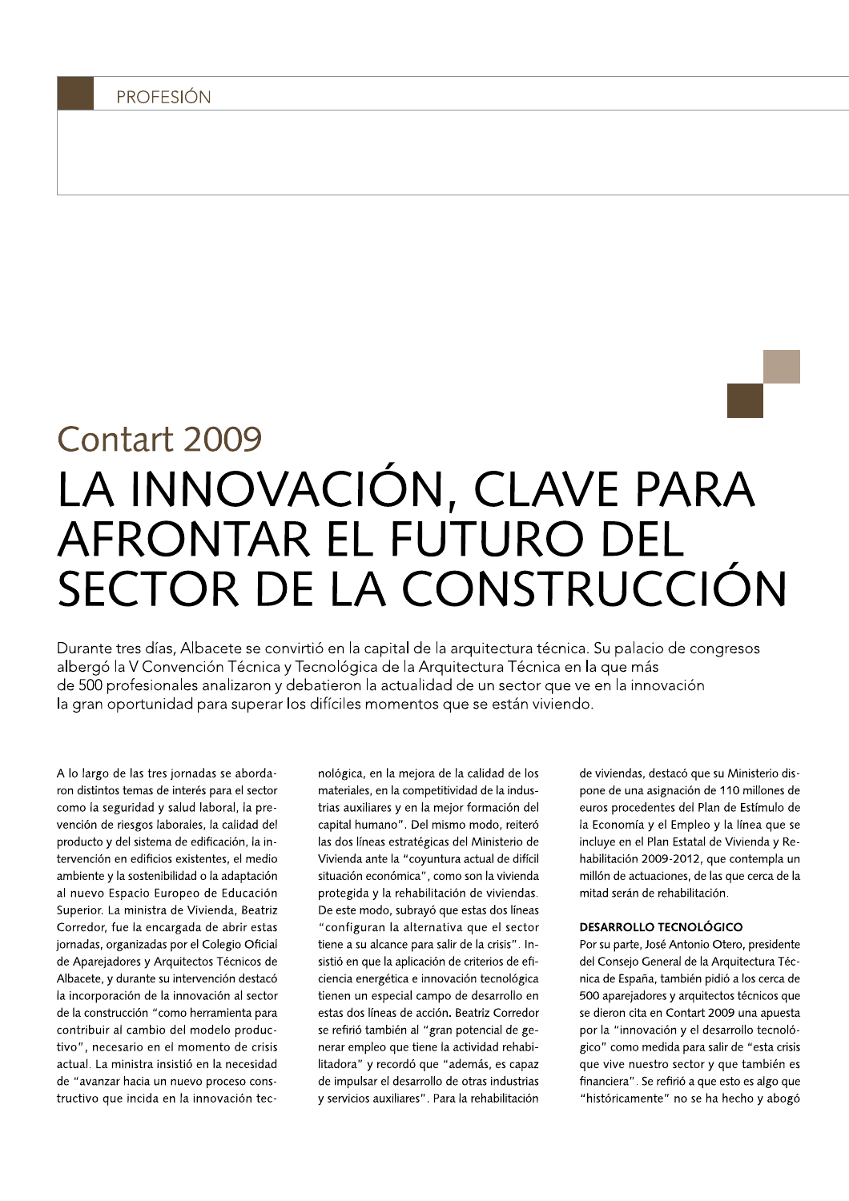Contart 2009

# LA INNOVACIÓN, CLAVE PARA AFRONTAR EL FUTURO DEL SECTOR DE LA CONSTRUCCIÓN

Durante tres días, Albacete se convirtió en la capital de la arquitectura técnica. Su palacio de congresos albergó la V Convención Técnica y Tecnológica de la Arquitectura Técnica en la que más de 500 profesionales analizaron y debatieron la actualidad de un sector que ve en la innovación la gran oportunidad para superar los difíciles momentos que se están viviendo.

A lo largo de las tres jornadas se abordaron distintos temas de interés para el sector como la seguridad y salud laboral, la prevención de riesgos laborales, la calidad del producto y del sistema de edificación, la intervención en edificios existentes, el medio ambiente y la sostenibilidad o la adaptación al nuevo Espacio Europeo de Educación Superior. La ministra de Vivienda, Beatriz Corredor, fue la encargada de abrir estas jornadas, organizadas por el Colegio Oficial de Aparejadores y Arquitectos Técnicos de Albacete, y durante su intervención destacó la incorporación de la innovación al sector de la construcción "como herramienta para contribuir al cambio del modelo productivo", necesario en el momento de crisis actual. La ministra insistió en la necesidad de "avanzar hacia un nuevo proceso constructivo que incida en la innovación tecnológica, en la mejora de la calidad de los materiales, en la competitividad de la industrias auxiliares y en la mejor formación del capital humano". Del mismo modo, reiteró las dos líneas estratégicas del Ministerio de Vivienda ante la "coyuntura actual de difícil situación económica", como son la vivienda protegida y la rehabilitación de viviendas. De este modo, subrayó que estas dos líneas "configuran la alternativa que el sector tiene a su alcance para salir de la crisis". Insistió en que la aplicación de criterios de eficiencia energética e innovación tecnológica tienen un especial campo de desarrollo en estas dos líneas de acción. Beatriz Corredor se refirió también al "gran potencial de generar empleo que tiene la actividad rehabilitadora" y recordó que "además, es capaz de impulsar el desarrollo de otras industrias y servicios auxiliares". Para la rehabilitación de viviendas, destacó que su Ministerio dispone de una asignación de 110 millones de euros procedentes del Plan de Estímulo de la Economía y el Empleo y la línea que se incluye en el Plan Estatal de Vivienda y Rehabilitación 2009-2012, que contempla un millón de actuaciones, de las que cerca de la mitad serán de rehabilitación.

### DESARROLLO TECNOLÓGICO

Por su parte, José Antonio Otero, presidente del Consejo General de la Arquitectura Técnica de España, también pidió a los cerca de 500 aparejadores y arquitectos técnicos que se dieron cita en Contart 2009 una apuesta por la "innovación y el desarrollo tecnológico" como medida para salir de "esta crisis que vive nuestro sector y que también es financiera". Se refirió a que esto es algo que "históricamente" no se ha hecho y abogó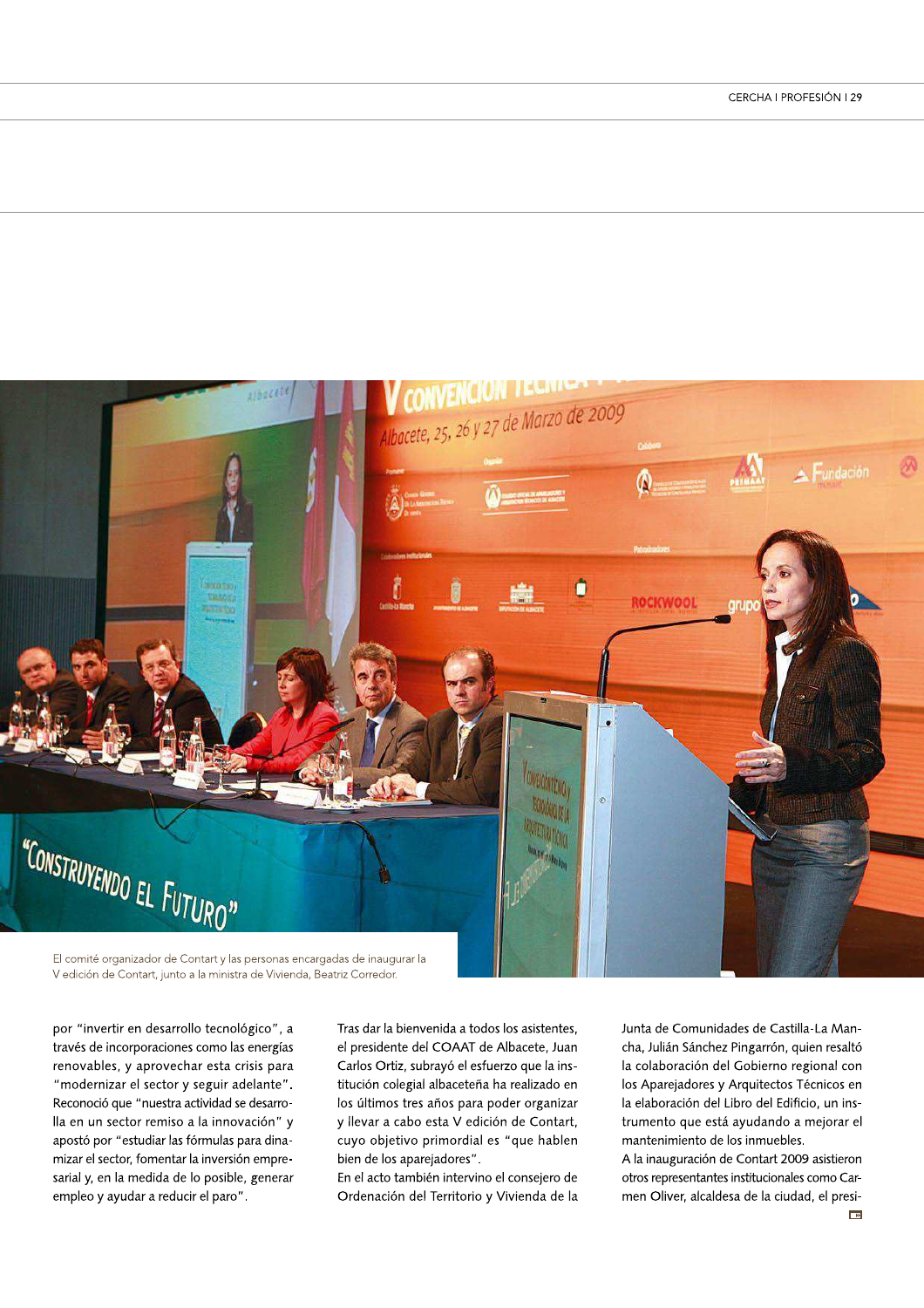El comité organizador de Contart y las personas encargadas de inaugurar la V edición de Contart, junto a la ministra de Vivienda, Beatriz Corredor.

por "invertir en desarrollo tecnológico", a través de incorporaciones como las energías renovables, y aprovechar esta crisis para "modernizar el sector y seguir adelante". Reconoció que "nuestra actividad se desarrolla en un sector remiso a la innovación" y apostó por "estudiar las fórmulas para dinamizar el sector, fomentar la inversión empresarial y, en la medida de lo posible, generar empleo y ayudar a reducir el paro".

Tras dar la bienvenida a todos los asistentes, el presidente del COAAT de Albacete, Juan Carlos Ortiz, subrayó el esfuerzo que la institución colegial albaceteña ha realizado en los últimos tres años para poder organizar y llevar a cabo esta V edición de Contart, cuyo objetivo primordial es "que hablen bien de los aparejadores".

En el acto también intervino el consejero de Ordenación del Territorio y Vivienda de la Junta de Comunidades de Castilla-La Mancha, Julián Sánchez Pingarrón, quien resaltó la colaboración del Gobierno regional con los Aparejadores y Arquitectos Técnicos en la elaboración del Libro del Edificio, un instrumento que está ayudando a mejorar el mantenimiento de los inmuebles.

A la inauguración de Contart 2009 asistieron otros representantes institucionales como Carmen Oliver, alcaldesa de la ciudad, el presi-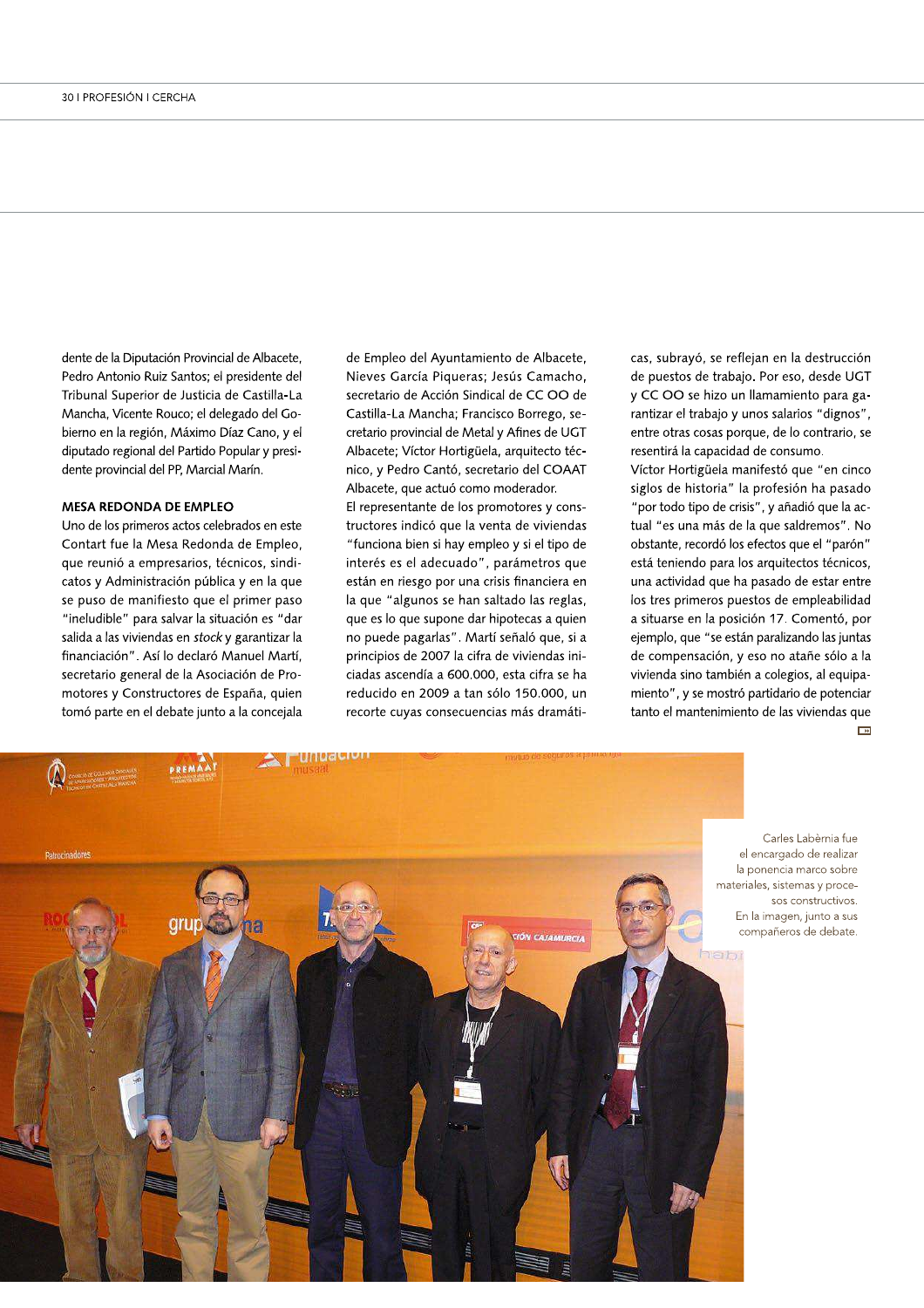dente de la Diputación Provincial de Albacete, Pedro Antonio Ruiz Santos; el presidente del Tribunal Superior de Justicia de Castilla-La Mancha, Vicente Rouco; el delegado del Gobierno en la región, Máximo Díaz Cano, y el diputado regional del Partido Popular y presidente provincial del PP, Marcial Marín.

**MESA REDONDA DE EMPLEO**

Uno de los primeros actos celebrados en este Contart fue la Mesa Redonda de Empleo, que reunió a empresarios, técnicos, sindicatos y Administración pública y en la que se puso de manifiesto que el primer paso "ineludible" para salvar la situación es "dar salida a las viviendas en *stock* y garantizar la financiación". Así lo declaró Manuel Martí, secretario general de la Asociación de Promotores y Constructores de España, quien tomó parte en el debate junto a la concejala de Empleo del Ayuntamiento de Albacete, Nieves García Piqueras; Jesús Camacho, secretario de Acción Sindical de CC OO de Castilla-La Mancha; Francisco Borrego, secretario provincial de Metal y Afines de UGT Albacete; Víctor Hortigüela, arquitecto técnico, y Pedro Cantó, secretario del COAAT Albacete, que actuó como moderador.

El representante de los promotores y constructores indicó que la venta de viviendas "funciona bien si hay empleo y si el tipo de interés es el adecuado", parámetros que están en riesgo por una crisis financiera en la que "algunos se han saltado las reglas, que es lo que supone dar hipotecas a quien no puede pagarlas". Martí señaló que, si a principios de 2007 la cifra de viviendas iniciadas ascendía a 600.000, esta cifra se ha reducido en 2009 a tan sólo 150.000, un recorte cuyas consecuencias más dramáticas, subrayó, se reflejan en la destrucción de puestos de trabajo. Por eso, desde UGT y CC OO se hizo un llamamiento para garantizar el trabajo y unos salarios "dignos", entre otras cosas porque, de lo contrario, se resentirá la capacidad de consumo.

Víctor Hortigüela manifestó que "en cinco siglos de historia" la profesión ha pasado "por todo tipo de crisis", y añadió que la actual "es una más de la que saldremos". No obstante, recordó los efectos que el "parón" está teniendo para los arquitectos técnicos, una actividad que ha pasado de estar entre los tres primeros puestos de empleabilidad a situarse en la posición 17. Comentó, por ejemplo, que "se están paralizando las juntas de compensación, y eso no atañe sólo a la vivienda sino también a colegios, al equipamiento", y se mostró partidario de potenciar tanto el mantenimiento de las viviendas que

Carles Labèrnia fue el encargado de realizar la ponencia marco sobre materiales, sistemas y procesos constructivos. En la imagen, junto a sus compañeros de debate.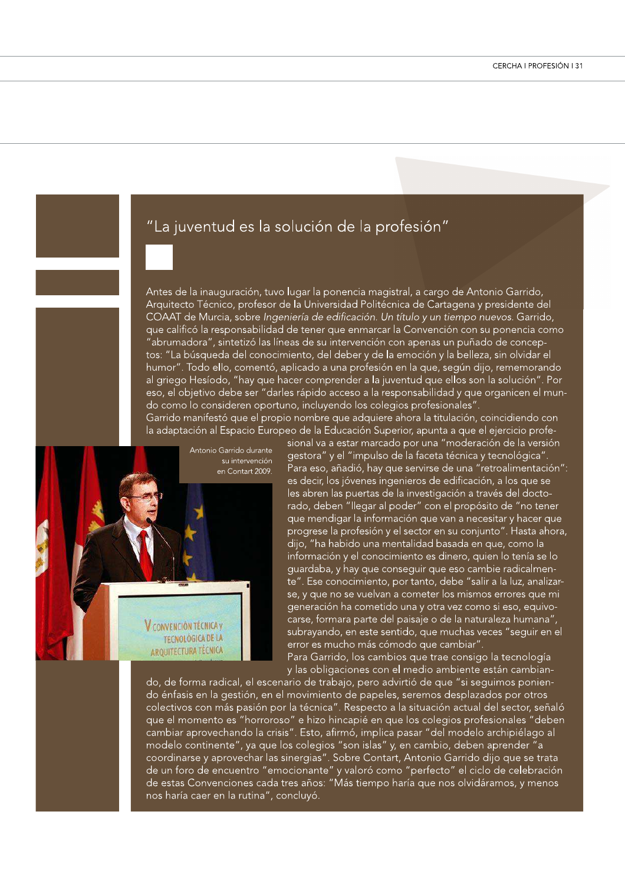# "La juventud es la solución de la profesión"

Antes de la inauguración, tuvo lugar la ponencia magistral, a cargo de Antonio Garrido, Arquitecto Técnico, profesor de la Universidad Politécnica de Cartagena y presidente del COAAT de Murcia, sobre *Ingeniería de edificación. Un título y un tiempo nuevos*. Garrido, que calificó la responsabilidad de tener que enmarcar la Convención con su ponencia como "abrumadora", sintetizó las líneas de su intervención con apenas un puñado de conceptos: "La búsqueda del conocimiento, del deber y de la emoción y la belleza, sin olvidar el humor". Todo ello, comentó, aplicado a una profesión en la que, según dijo, rememorando al griego Hesíodo, "hay que hacer comprender a la juventud que ellos son la solución". Por eso, el objetivo debe ser "darles rápido acceso a la responsabilidad y que organicen el mundo como lo consideren oportuno, incluyendo los colegios profesionales".

Garrido manifestó que el propio nombre que adquiere ahora la titulación, coincidiendo con la adaptación al Espacio Europeo de la Educación Superior, apunta a que el ejercicio profesional va a estar marcado por una "moderación de la versión gestora" y el "impulso de la faceta técnica y tecnológica". Para eso, añadió, hay que servirse de una "retroalimentación": es decir, los jóvenes ingenieros de edificación, a los que se les abren las puertas de la investigación a través del doctorado, deben "llegar al poder" con el propósito de "no tener que mendigar la información que van a necesitar y hacer que progrese la profesión y el sector en su conjunto". Hasta ahora, dijo, "ha habido una mentalidad basada en que, como la información y el conocimiento es dinero, quien lo tenía se lo guardaba, y hay que conseguir que eso cambie radicalmente". Ese conocimiento, por tanto, debe "salir a la luz, analizarse, y que no se vuelvan a cometer los mismos errores que mi generación ha cometido una y otra vez como si eso, equivocarse, formara parte del paisaje o de la naturaleza humana", subrayando, en este sentido, que muchas veces "seguir en el error es mucho más cómodo que cambiar".

Antonio Garrido durante su intervención en Contart 2009.

Para Garrido, los cambios que trae consigo la tecnología y las obligaciones con el medio ambiente están cambiando, de forma radical, el escenario de trabajo, pero advirtió de que "si seguimos poniendo énfasis en la gestión, en el movimiento de papeles, seremos desplazados por otros colectivos con más pasión por la técnica". Respecto a la situación actual del sector, señaló que el momento es "horroroso" e hizo hincapié en que los colegios profesionales "deben cambiar aprovechando la crisis". Esto, afirmó, implica pasar "del modelo archipiélago al modelo continente", ya que los colegios "son islas" y, en cambio, deben aprender "a coordinarse y aprovechar las sinergias". Sobre Contart, Antonio Garrido dijo que se trata de un foro de encuentro "emocionante" y valoró como "perfecto" el ciclo de celebración de estas Convenciones cada tres años: "Más tiempo haría que nos olvidáramos, y menos nos haría caer en la rutina", concluyó.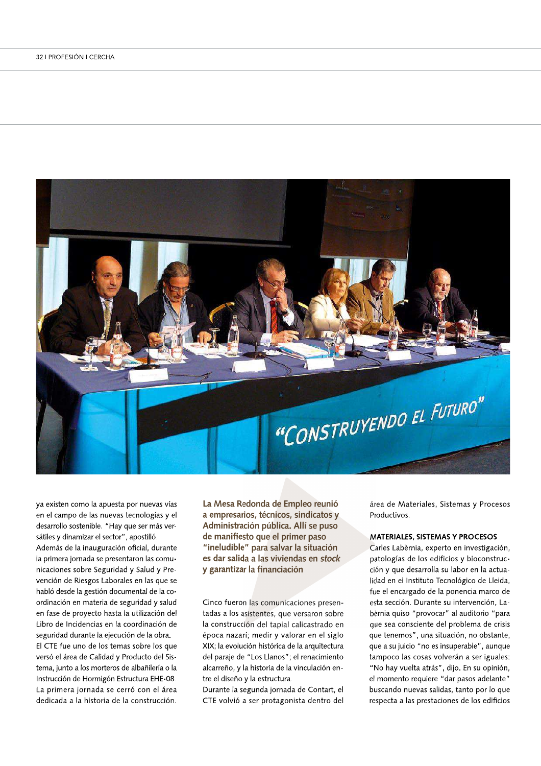ya existen como la apuesta por nuevas vías en el campo de las nuevas tecnologías y el desarrollo sostenible. "Hay que ser más versátiles y dinamizar el sector", apostilló.

Además de la inauguración oficial, durante la primera jornada se presentaron las comunicaciones sobre Seguridad y Salud y Prevención de Riesgos Laborales en las que se habló desde la gestión documental de la coordinación en materia de seguridad y salud en fase de proyecto hasta la utilización del Libro de Incidencias en la coordinación de seguridad durante la ejecución de la obra.

El CTE fue uno de los temas sobre los que versó el área de Calidad y Producto del Sistema, junto a los morteros de albañilería o la Instrucción de Hormigón Estructura EHE-08.

La primera jornada se cerró con el área dedicada a la historia de la construcción.

**La Mesa Redonda de Empleo reunió a empresarios, técnicos, sindicatos y Administración pública. Allí se puso de manifiesto que el primer paso "ineludible" para salvar la situación es dar salida a las viviendas en *stock* y garantizar la financiación**

Cinco fueron las comunicaciones presentadas a los asistentes, que versaron sobre la construcción del tapial calicastrado en época nazarí; medir y valorar en el siglo XIX; la evolución histórica de la arquitectura del paraje de "Los Llanos"; el renacimiento alcarreño, y la historia de la vinculación entre el diseño y la estructura.

Durante la segunda jornada de Contart, el CTE volvió a ser protagonista dentro del área de Materiales, Sistemas y Procesos Productivos.

### MATERIALES, SISTEMAS Y PROCESOS

Carles Labèrnia, experto en investigación, patologías de los edificios y bioconstrucción y que desarrolla su labor en la actualidad en el Instituto Tecnológico de Lleida, fue el encargado de la ponencia marco de esta sección. Durante su intervención, Labèrnia quiso "provocar" al auditorio "para que sea consciente del problema de crisis que tenemos", una situación, no obstante, que a su juicio "no es insuperable", aunque tampoco las cosas volverán a ser iguales: "No hay vuelta atrás", dijo. En su opinión, el momento requiere "dar pasos adelante" buscando nuevas salidas, tanto por lo que respecta a las prestaciones de los edificios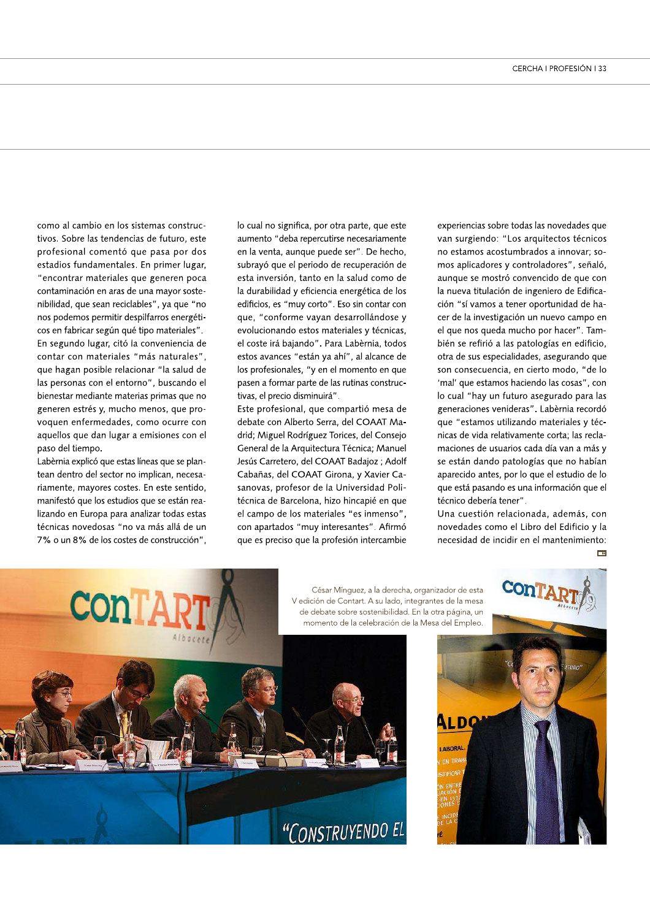como al cambio en los sistemas constructivos. Sobre las tendencias de futuro, este profesional comentó que pasa por dos estadios fundamentales. En primer lugar, "encontrar materiales que generen poca contaminación en aras de una mayor sostenibilidad, que sean reciclables", ya que "no nos podemos permitir despilfarros energéticos en fabricar según qué tipo materiales". En segundo lugar, citó la conveniencia de contar con materiales "más naturales", que hagan posible relacionar "la salud de las personas con el entorno", buscando el bienestar mediante materias primas que no generen estrés y, mucho menos, que provoquen enfermedades, como ocurre con aquellos que dan lugar a emisiones con el paso del tiempo.

Labèrnia explicó que estas líneas que se plantean dentro del sector no implican, necesariamente, mayores costes. En este sentido, manifestó que los estudios que se están realizando en Europa para analizar todas estas técnicas novedosas "no va más allá de un 7% o un 8% de los costes de construcción", lo cual no significa, por otra parte, que este aumento "deba repercutirse necesariamente en la venta, aunque puede ser". De hecho, subrayó que el periodo de recuperación de esta inversión, tanto en la salud como de la durabilidad y eficiencia energética de los edificios, es "muy corto". Eso sin contar con que, "conforme vayan desarrollándose y evolucionando estos materiales y técnicas, el coste irá bajando". Para Labèrnia, todos estos avances "están ya ahí", al alcance de los profesionales, "y en el momento en que pasen a formar parte de las rutinas constructivas, el precio disminuirá".

Este profesional, que compartió mesa de debate con Alberto Serra, del COAAT Madrid; Miguel Rodríguez Torices, del Consejo General de la Arquitectura Técnica; Manuel Jesús Carretero, del COAAT Badajoz ; Adolf Cabañas, del COAAT Girona, y Xavier Casanovas, profesor de la Universidad Politécnica de Barcelona, hizo hincapié en que el campo de los materiales "es inmenso", con apartados "muy interesantes". Afirmó que es preciso que la profesión intercambie experiencias sobre todas las novedades que van surgiendo: "Los arquitectos técnicos no estamos acostumbrados a innovar; somos aplicadores y controladores", señaló, aunque se mostró convencido de que con la nueva titulación de ingeniero de Edificación "sí vamos a tener oportunidad de hacer de la investigación un nuevo campo en el que nos queda mucho por hacer". También se refirió a las patologías en edificio, otra de sus especialidades, asegurando que son consecuencia, en cierto modo, "de lo 'mal' que estamos haciendo las cosas", con lo cual "hay un futuro asegurado para las generaciones venideras". Labèrnia recordó que "estamos utilizando materiales y técnicas de vida relativamente corta; las reclamaciones de usuarios cada día van a más y se están dando patologías que no habían aparecido antes, por lo que el estudio de lo que está pasando es una información que el técnico debería tener".

Una cuestión relacionada, además, con novedades como el Libro del Edificio y la necesidad de incidir en el mantenimiento:

César Mínguez, a la derecha, organizador de esta V edición de Contart. A su lado, integrantes de la mesa de debate sobre sostenibilidad. En la otra página, un momento de la celebración de la Mesa del Empleo.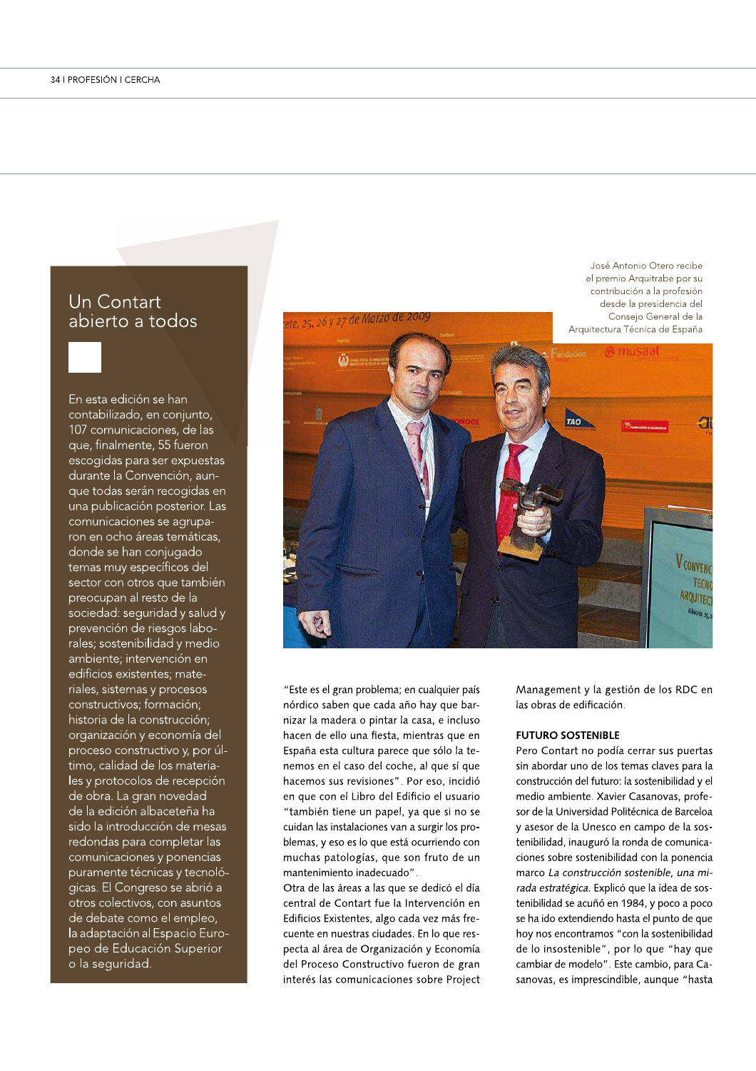## Un Contart abierto a todos

En esta edición se han contabilizado, en conjunto, 107 comunicaciones, de las que, finalmente, 55 fueron escogidas para ser expuestas durante la Convención, aunque todas serán recogidas en una publicación posterior. Las comunicaciones se agruparon en ocho áreas temáticas, donde se han conjugado temas muy específicos del sector con otros que también preocupan al resto de la sociedad: seguridad y salud y prevención de riesgos laborales; sostenibilidad y medio ambiente; intervención en edificios existentes; materiales, sistemas y procesos constructivos; formación; historia de la construcción; organización y economía del proceso constructivo y, por último, calidad de los materiales y protocolos de recepción de obra. La gran novedad de la edición albaceteña ha sido la introducción de mesas redondas para completar las comunicaciones y ponencias puramente técnicas y tecnológicas. El Congreso se abrió a otros colectivos, con asuntos de debate como el empleo, la adaptación al Espacio Europeo de Educación Superior o la seguridad.

José Antonio Otero recibe el premio Arquitrabe por su contribución a la profesión desde la presidencia del Consejo General de la Arquitectura Técnica de España

"Este es el gran problema; en cualquier país nórdico saben que cada año hay que barnizar la madera o pintar la casa, e incluso hacen de ello una fiesta, mientras que en España esta cultura parece que sólo la tenemos en el caso del coche, al que sí que hacemos sus revisiones". Por eso, incidió en que con el Libro del Edificio el usuario "también tiene un papel, ya que si no se cuidan las instalaciones van a surgir los problemas, y eso es lo que está ocurriendo con muchas patologías, que son fruto de un mantenimiento inadecuado".

Otra de las áreas a las que se dedicó el día central de Contart fue la Intervención en Edificios Existentes, algo cada vez más frecuente en nuestras ciudades. En lo que respecta al área de Organización y Economía del Proceso Constructivo fueron de gran interés las comunicaciones sobre Project Management y la gestión de los RDC en las obras de edificación.

### FUTURO SOSTENIBLE

Pero Contart no podía cerrar sus puertas sin abordar uno de los temas claves para la construcción del futuro: la sostenibilidad y el medio ambiente. Xavier Casanovas, profesor de la Universidad Politécnica de Barceloa y asesor de la Unesco en campo de la sostenibilidad, inauguró la ronda de comunicaciones sobre sostenibilidad con la ponencia marco *La construcción sostenible, una mirada estratégica*. Explicó que la idea de sostenibilidad se acuñó en 1984, y poco a poco se ha ido extendiendo hasta el punto de que hoy nos encontramos "con la sostenibilidad de lo insostenible", por lo que "hay que cambiar de modelo". Este cambio, para Casanovas, es imprescindible, aunque "hasta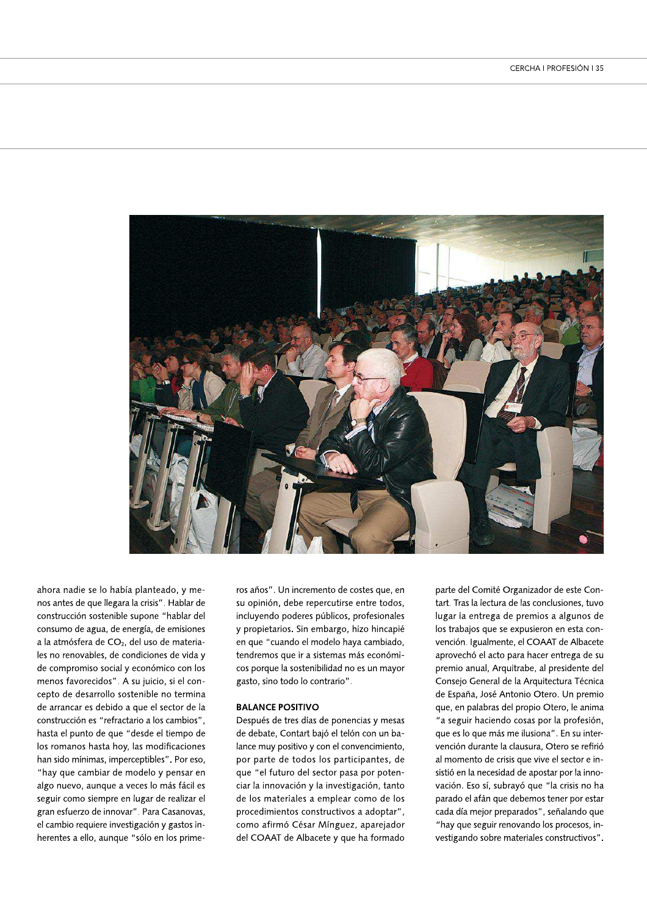ahora nadie se lo había planteado, y menos antes de que llegara la crisis". Hablar de construcción sostenible supone "hablar del consumo de agua, de energía, de emisiones a la atmósfera de $CO_2$, del uso de materiales no renovables, de condiciones de vida y de compromiso social y económico con los menos favorecidos". A su juicio, si el concepto de desarrollo sostenible no termina de arrancar es debido a que el sector de la construcción es "refractario a los cambios", hasta el punto de que "desde el tiempo de los romanos hasta hoy, las modificaciones han sido mínimas, imperceptibles". Por eso, "hay que cambiar de modelo y pensar en algo nuevo, aunque a veces lo más fácil es seguir como siempre en lugar de realizar el gran esfuerzo de innovar". Para Casanovas, el cambio requiere investigación y gastos inherentes a ello, aunque "sólo en los primeros años". Un incremento de costes que, en su opinión, debe repercutirse entre todos, incluyendo poderes públicos, profesionales y propietarios. Sin embargo, hizo hincapié en que "cuando el modelo haya cambiado, tendremos que ir a sistemas más económicos porque la sostenibilidad no es un mayor gasto, sino todo lo contrario".

## BALANCE POSITIVO

Después de tres días de ponencias y mesas de debate, Contart bajó el telón con un balance muy positivo y con el convencimiento, por parte de todos los participantes, de que "el futuro del sector pasa por potenciar la innovación y la investigación, tanto de los materiales a emplear como de los procedimientos constructivos a adoptar", como afirmó César Mínguez, aparejador del COAAT de Albacete y que ha formado parte del Comité Organizador de este Contart. Tras la lectura de las conclusiones, tuvo lugar la entrega de premios a algunos de los trabajos que se expusieron en esta convención. Igualmente, el COAAT de Albacete aprovechó el acto para hacer entrega de su premio anual, Arquitrabe, al presidente del Consejo General de la Arquitectura Técnica de España, José Antonio Otero. Un premio que, en palabras del propio Otero, le anima "a seguir haciendo cosas por la profesión, que es lo que más me ilusiona". En su intervención durante la clausura, Otero se refirió al momento de crisis que vive el sector e insistió en la necesidad de apostar por la innovación. Eso sí, subrayó que "la crisis no ha parado el afán que debemos tener por estar cada día mejor preparados", señalando que "hay que seguir renovando los procesos, investigando sobre materiales constructivos".